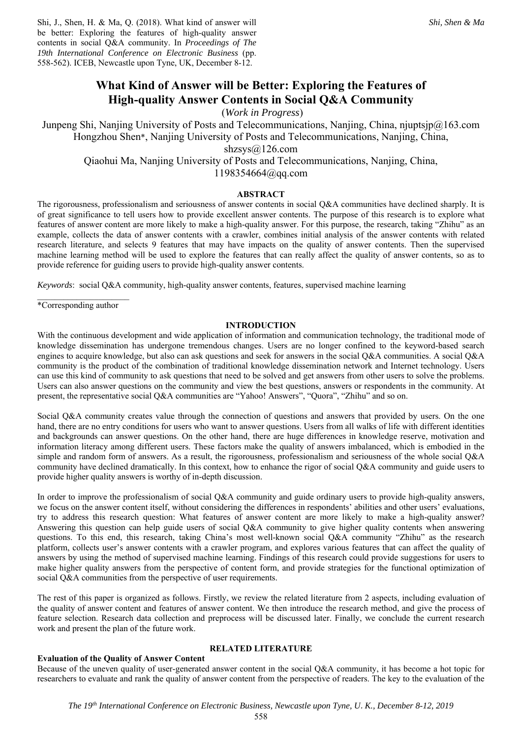Shi, J., Shen, H. & Ma, Q. (2018). What kind of answer will be better: Exploring the features of high-quality answer contents in social Q&A community. In *Proceedings of The 19th International Conference on Electronic Business* (pp. 558-562). ICEB, Newcastle upon Tyne, UK, December 8-12.

# What Kind of Answer will be Better: Exploring the Features of High-quality Answer Contents in Social Q&A Community

(*Work in Progress*)

Junpeng Shi, Nanjing University of Posts and Telecommunications, Nanjing, China, njuptsjp@163.com
Hongzhou Shen*, Nanjing University of Posts and Telecommunications, Nanjing, China, shzsys@126.com
Qiaohui Ma, Nanjing University of Posts and Telecommunications, Nanjing, China, 1198354664@qq.com

## ABSTRACT

The rigorousness, professionalism and seriousness of answer contents in social Q&A communities have declined sharply. It is of great significance to tell users how to provide excellent answer contents. The purpose of this research is to explore what features of answer content are more likely to make a high-quality answer. For this purpose, the research, taking "Zhihu" as an example, collects the data of answer contents with a crawler, combines initial analysis of the answer contents with related research literature, and selects 9 features that may have impacts on the quality of answer contents. Then the supervised machine learning method will be used to explore the features that can really affect the quality of answer contents, so as to provide reference for guiding users to provide high-quality answer contents.

*Keywords*: social Q&A community, high-quality answer contents, features, supervised machine learning

*Corresponding author

## INTRODUCTION

With the continuous development and wide application of information and communication technology, the traditional mode of knowledge dissemination has undergone tremendous changes. Users are no longer confined to the keyword-based search engines to acquire knowledge, but also can ask questions and seek for answers in the social Q&A communities. A social Q&A community is the product of the combination of traditional knowledge dissemination network and Internet technology. Users can use this kind of community to ask questions that need to be solved and get answers from other users to solve the problems. Users can also answer questions on the community and view the best questions, answers or respondents in the community. At present, the representative social Q&A communities are "Yahoo! Answers", "Quora", "Zhihu" and so on.

Social Q&A community creates value through the connection of questions and answers that provided by users. On the one hand, there are no entry conditions for users who want to answer questions. Users from all walks of life with different identities and backgrounds can answer questions. On the other hand, there are huge differences in knowledge reserve, motivation and information literacy among different users. These factors make the quality of answers imbalanced, which is embodied in the simple and random form of answers. As a result, the rigorousness, professionalism and seriousness of the whole social Q&A community have declined dramatically. In this context, how to enhance the rigor of social Q&A community and guide users to provide higher quality answers is worthy of in-depth discussion.

In order to improve the professionalism of social Q&A community and guide ordinary users to provide high-quality answers, we focus on the answer content itself, without considering the differences in respondents' abilities and other users' evaluations, try to address this research question: What features of answer content are more likely to make a high-quality answer? Answering this question can help guide users of social Q&A community to give higher quality contents when answering questions. To this end, this research, taking China's most well-known social Q&A community "Zhihu" as the research platform, collects user's answer contents with a crawler program, and explores various features that can affect the quality of answers by using the method of supervised machine learning. Findings of this research could provide suggestions for users to make higher quality answers from the perspective of content form, and provide strategies for the functional optimization of social Q&A communities from the perspective of user requirements.

The rest of this paper is organized as follows. Firstly, we review the related literature from 2 aspects, including evaluation of the quality of answer content and features of answer content. We then introduce the research method, and give the process of feature selection. Research data collection and preprocess will be discussed later. Finally, we conclude the current research work and present the plan of the future work.

## RELATED LITERATURE

### Evaluation of the Quality of Answer Content

Because of the uneven quality of user-generated answer content in the social Q&A community, it has become a hot topic for researchers to evaluate and rank the quality of answer content from the perspective of readers. The key to the evaluation of the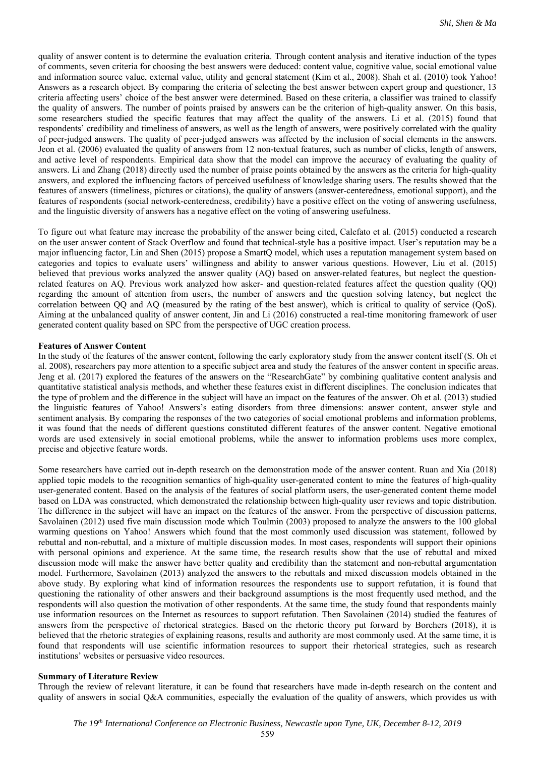quality of answer content is to determine the evaluation criteria. Through content analysis and iterative induction of the types of comments, seven criteria for choosing the best answers were deduced: content value, cognitive value, social emotional value and information source value, external value, utility and general statement (Kim et al., 2008). Shah et al. (2010) took Yahoo! Answers as a research object. By comparing the criteria of selecting the best answer between expert group and questioner, 13 criteria affecting users' choice of the best answer were determined. Based on these criteria, a classifier was trained to classify the quality of answers. The number of points praised by answers can be the criterion of high-quality answer. On this basis, some researchers studied the specific features that may affect the quality of the answers. Li et al. (2015) found that respondents' credibility and timeliness of answers, as well as the length of answers, were positively correlated with the quality of peer-judged answers. The quality of peer-judged answers was affected by the inclusion of social elements in the answers. Jeon et al. (2006) evaluated the quality of answers from 12 non-textual features, such as number of clicks, length of answers, and active level of respondents. Empirical data show that the model can improve the accuracy of evaluating the quality of answers. Li and Zhang (2018) directly used the number of praise points obtained by the answers as the criteria for high-quality answers, and explored the influencing factors of perceived usefulness of knowledge sharing users. The results showed that the features of answers (timeliness, pictures or citations), the quality of answers (answer-centeredness, emotional support), and the features of respondents (social network-centeredness, credibility) have a positive effect on the voting of answering usefulness, and the linguistic diversity of answers has a negative effect on the voting of answering usefulness.

To figure out what feature may increase the probability of the answer being cited, Calefato et al. (2015) conducted a research on the user answer content of Stack Overflow and found that technical-style has a positive impact. User's reputation may be a major influencing factor, Lin and Shen (2015) propose a SmartQ model, which uses a reputation management system based on categories and topics to evaluate users' willingness and ability to answer various questions. However, Liu et al. (2015) believed that previous works analyzed the answer quality (AQ) based on answer-related features, but neglect the question-related features on AQ. Previous work analyzed how asker- and question-related features affect the question quality (QQ) regarding the amount of attention from users, the number of answers and the question solving latency, but neglect the correlation between QQ and AQ (measured by the rating of the best answer), which is critical to quality of service (QoS). Aiming at the unbalanced quality of answer content, Jin and Li (2016) constructed a real-time monitoring framework of user generated content quality based on SPC from the perspective of UGC creation process.

### Features of Answer Content

In the study of the features of the answer content, following the early exploratory study from the answer content itself (S. Oh et al. 2008), researchers pay more attention to a specific subject area and study the features of the answer content in specific areas. Jeng et al. (2017) explored the features of the answers on the "ResearchGate" by combining qualitative content analysis and quantitative statistical analysis methods, and whether these features exist in different disciplines. The conclusion indicates that the type of problem and the difference in the subject will have an impact on the features of the answer. Oh et al. (2013) studied the linguistic features of Yahoo! Answers's eating disorders from three dimensions: answer content, answer style and sentiment analysis. By comparing the responses of the two categories of social emotional problems and information problems, it was found that the needs of different questions constituted different features of the answer content. Negative emotional words are used extensively in social emotional problems, while the answer to information problems uses more complex, precise and objective feature words.

Some researchers have carried out in-depth research on the demonstration mode of the answer content. Ruan and Xia (2018) applied topic models to the recognition semantics of high-quality user-generated content to mine the features of high-quality user-generated content. Based on the analysis of the features of social platform users, the user-generated content theme model based on LDA was constructed, which demonstrated the relationship between high-quality user reviews and topic distribution. The difference in the subject will have an impact on the features of the answer. From the perspective of discussion patterns, Savolainen (2012) used five main discussion mode which Toulmin (2003) proposed to analyze the answers to the 100 global warming questions on Yahoo! Answers which found that the most commonly used discussion was statement, followed by rebuttal and non-rebuttal, and a mixture of multiple discussion modes. In most cases, respondents will support their opinions with personal opinions and experience. At the same time, the research results show that the use of rebuttal and mixed discussion mode will make the answer have better quality and credibility than the statement and non-rebuttal argumentation model. Furthermore, Savolainen (2013) analyzed the answers to the rebuttals and mixed discussion models obtained in the above study. By exploring what kind of information resources the respondents use to support refutation, it is found that questioning the rationality of other answers and their background assumptions is the most frequently used method, and the respondents will also question the motivation of other respondents. At the same time, the study found that respondents mainly use information resources on the Internet as resources to support refutation. Then Savolainen (2014) studied the features of answers from the perspective of rhetorical strategies. Based on the rhetoric theory put forward by Borchers (2018), it is believed that the rhetoric strategies of explaining reasons, results and authority are most commonly used. At the same time, it is found that respondents will use scientific information resources to support their rhetorical strategies, such as research institutions' websites or persuasive video resources.

### Summary of Literature Review

Through the review of relevant literature, it can be found that researchers have made in-depth research on the content and quality of answers in social Q&A communities, especially the evaluation of the quality of answers, which provides us with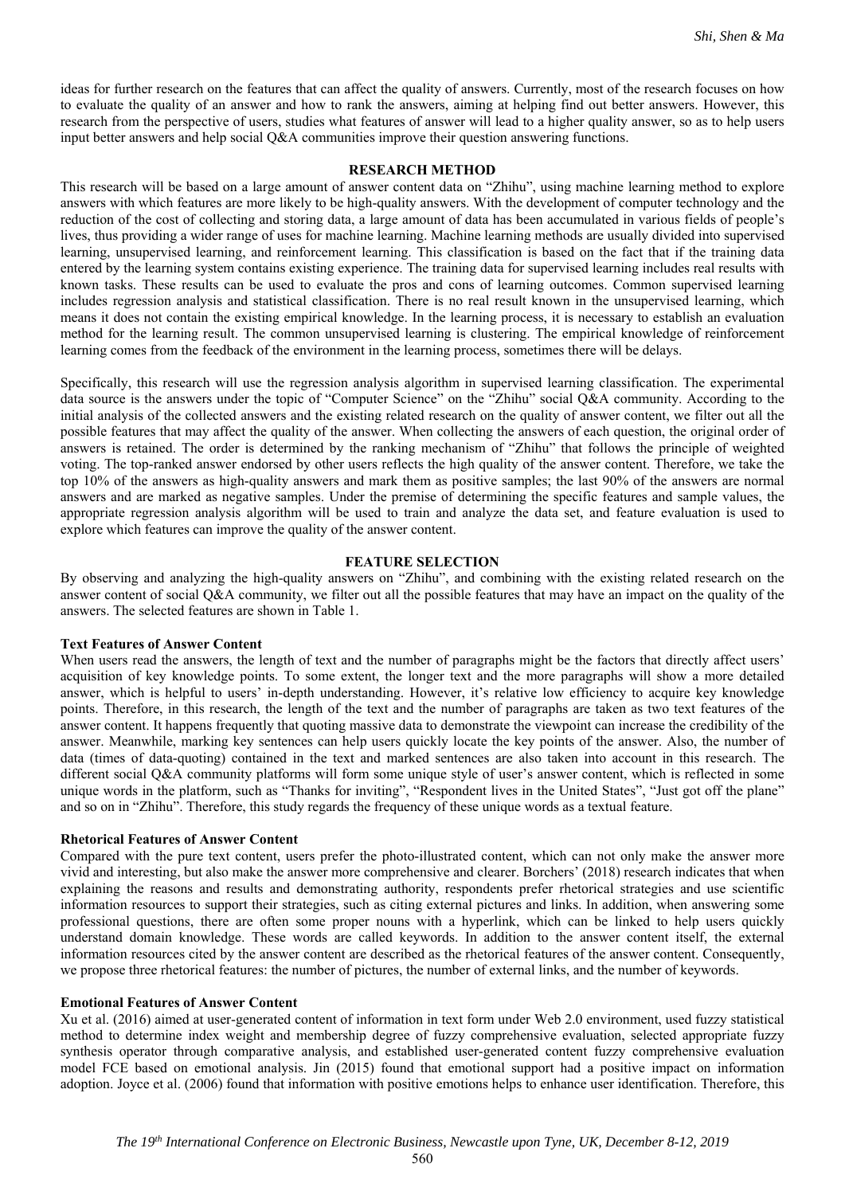ideas for further research on the features that can affect the quality of answers. Currently, most of the research focuses on how to evaluate the quality of an answer and how to rank the answers, aiming at helping find out better answers. However, this research from the perspective of users, studies what features of answer will lead to a higher quality answer, so as to help users input better answers and help social Q&A communities improve their question answering functions.

## RESEARCH METHOD

This research will be based on a large amount of answer content data on "Zhihu", using machine learning method to explore answers with which features are more likely to be high-quality answers. With the development of computer technology and the reduction of the cost of collecting and storing data, a large amount of data has been accumulated in various fields of people's lives, thus providing a wider range of uses for machine learning. Machine learning methods are usually divided into supervised learning, unsupervised learning, and reinforcement learning. This classification is based on the fact that if the training data entered by the learning system contains existing experience. The training data for supervised learning includes real results with known tasks. These results can be used to evaluate the pros and cons of learning outcomes. Common supervised learning includes regression analysis and statistical classification. There is no real result known in the unsupervised learning, which means it does not contain the existing empirical knowledge. In the learning process, it is necessary to establish an evaluation method for the learning result. The common unsupervised learning is clustering. The empirical knowledge of reinforcement learning comes from the feedback of the environment in the learning process, sometimes there will be delays.

Specifically, this research will use the regression analysis algorithm in supervised learning classification. The experimental data source is the answers under the topic of "Computer Science" on the "Zhihu" social Q&A community. According to the initial analysis of the collected answers and the existing related research on the quality of answer content, we filter out all the possible features that may affect the quality of the answer. When collecting the answers of each question, the original order of answers is retained. The order is determined by the ranking mechanism of "Zhihu" that follows the principle of weighted voting. The top-ranked answer endorsed by other users reflects the high quality of the answer content. Therefore, we take the top 10% of the answers as high-quality answers and mark them as positive samples; the last 90% of the answers are normal answers and are marked as negative samples. Under the premise of determining the specific features and sample values, the appropriate regression analysis algorithm will be used to train and analyze the data set, and feature evaluation is used to explore which features can improve the quality of the answer content.

## FEATURE SELECTION

By observing and analyzing the high-quality answers on "Zhihu", and combining with the existing related research on the answer content of social Q&A community, we filter out all the possible features that may have an impact on the quality of the answers. The selected features are shown in Table 1.

### Text Features of Answer Content

When users read the answers, the length of text and the number of paragraphs might be the factors that directly affect users' acquisition of key knowledge points. To some extent, the longer text and the more paragraphs will show a more detailed answer, which is helpful to users' in-depth understanding. However, it's relative low efficiency to acquire key knowledge points. Therefore, in this research, the length of the text and the number of paragraphs are taken as two text features of the answer content. It happens frequently that quoting massive data to demonstrate the viewpoint can increase the credibility of the answer. Meanwhile, marking key sentences can help users quickly locate the key points of the answer. Also, the number of data (times of data-quoting) contained in the text and marked sentences are also taken into account in this research. The different social Q&A community platforms will form some unique style of user's answer content, which is reflected in some unique words in the platform, such as "Thanks for inviting", "Respondent lives in the United States", "Just got off the plane" and so on in "Zhihu". Therefore, this study regards the frequency of these unique words as a textual feature.

### Rhetorical Features of Answer Content

Compared with the pure text content, users prefer the photo-illustrated content, which can not only make the answer more vivid and interesting, but also make the answer more comprehensive and clearer. Borchers' (2018) research indicates that when explaining the reasons and results and demonstrating authority, respondents prefer rhetorical strategies and use scientific information resources to support their strategies, such as citing external pictures and links. In addition, when answering some professional questions, there are often some proper nouns with a hyperlink, which can be linked to help users quickly understand domain knowledge. These words are called keywords. In addition to the answer content itself, the external information resources cited by the answer content are described as the rhetorical features of the answer content. Consequently, we propose three rhetorical features: the number of pictures, the number of external links, and the number of keywords.

### Emotional Features of Answer Content

Xu et al. (2016) aimed at user-generated content of information in text form under Web 2.0 environment, used fuzzy statistical method to determine index weight and membership degree of fuzzy comprehensive evaluation, selected appropriate fuzzy synthesis operator through comparative analysis, and established user-generated content fuzzy comprehensive evaluation model FCE based on emotional analysis. Jin (2015) found that emotional support had a positive impact on information adoption. Joyce et al. (2006) found that information with positive emotions helps to enhance user identification. Therefore, this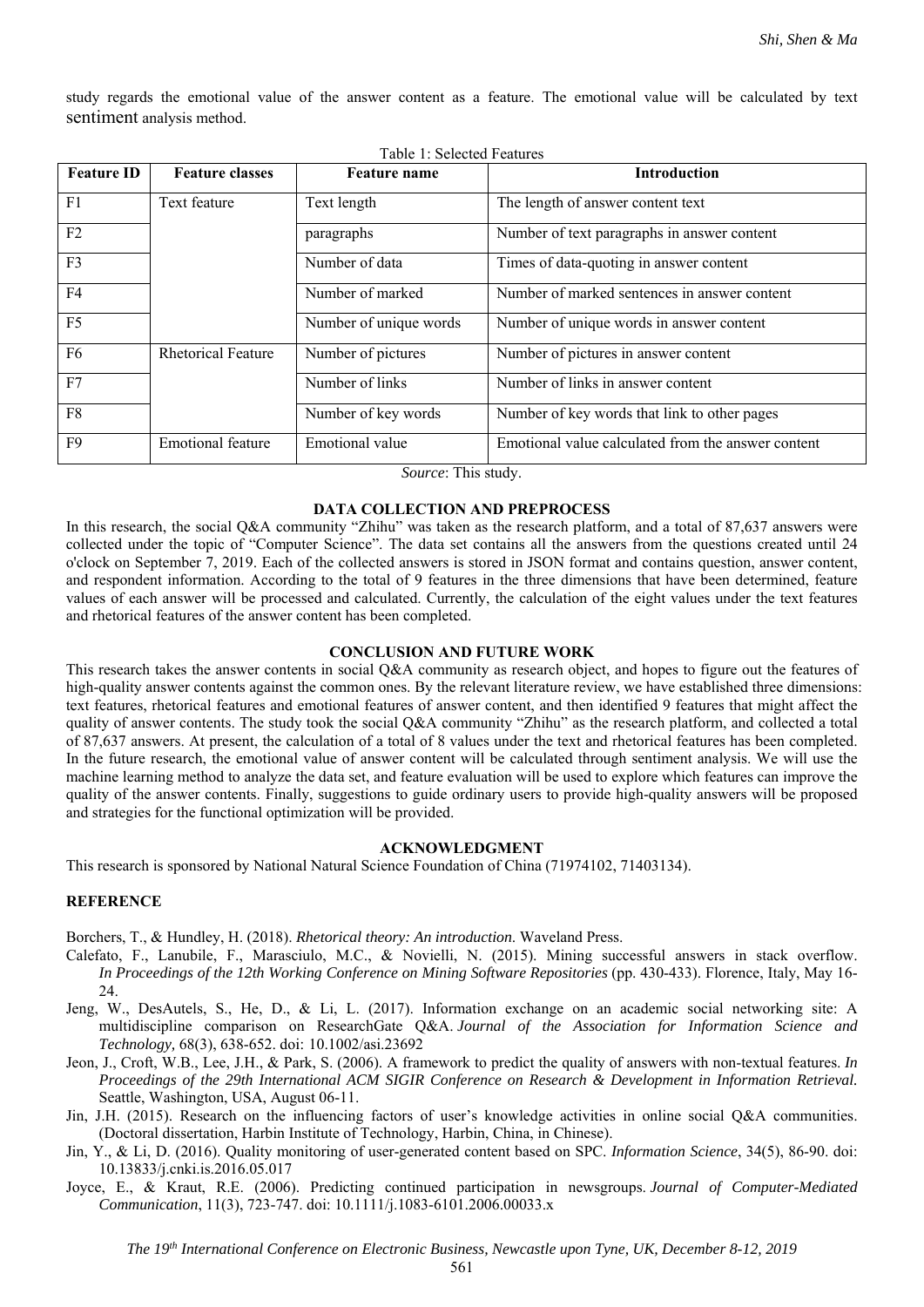study regards the emotional value of the answer content as a feature. The emotional value will be calculated by text sentiment analysis method.

Table 1: Selected Features

| Feature ID | Feature classes | Feature name | Introduction |
|---|---|---|---|
| F1 | Text feature | Text length | The length of answer content text |
| F2 | | paragraphs | Number of text paragraphs in answer content |
| F3 | | Number of data | Times of data-quoting in answer content |
| F4 | | Number of marked | Number of marked sentences in answer content |
| F5 | | Number of unique words | Number of unique words in answer content |
| F6 | Rhetorical Feature | Number of pictures | Number of pictures in answer content |
| F7 | | Number of links | Number of links in answer content |
| F8 | | Number of key words | Number of key words that link to other pages |
| F9 | Emotional feature | Emotional value | Emotional value calculated from the answer content |

*Source*: This study.

## DATA COLLECTION AND PREPROCESS

In this research, the social Q&A community "Zhihu" was taken as the research platform, and a total of 87,637 answers were collected under the topic of "Computer Science". The data set contains all the answers from the questions created until 24 o'clock on September 7, 2019. Each of the collected answers is stored in JSON format and contains question, answer content, and respondent information. According to the total of 9 features in the three dimensions that have been determined, feature values of each answer will be processed and calculated. Currently, the calculation of the eight values under the text features and rhetorical features of the answer content has been completed.

## CONCLUSION AND FUTURE WORK

This research takes the answer contents in social Q&A community as research object, and hopes to figure out the features of high-quality answer contents against the common ones. By the relevant literature review, we have established three dimensions: text features, rhetorical features and emotional features of answer content, and then identified 9 features that might affect the quality of answer contents. The study took the social Q&A community "Zhihu" as the research platform, and collected a total of 87,637 answers. At present, the calculation of a total of 8 values under the text and rhetorical features has been completed. In the future research, the emotional value of answer content will be calculated through sentiment analysis. We will use the machine learning method to analyze the data set, and feature evaluation will be used to explore which features can improve the quality of the answer contents. Finally, suggestions to guide ordinary users to provide high-quality answers will be proposed and strategies for the functional optimization will be provided.

## ACKNOWLEDGMENT

This research is sponsored by National Natural Science Foundation of China (71974102, 71403134).

## REFERENCE

Borchers, T., & Hundley, H. (2018). *Rhetorical theory: An introduction*. Waveland Press.

Calefato, F., Lanubile, F., Marasciulo, M.C., & Novielli, N. (2015). Mining successful answers in stack overflow. *In Proceedings of the 12th Working Conference on Mining Software Repositories* (pp. 430-433). Florence, Italy, May 16-24.

Jeng, W., DesAutels, S., He, D., & Li, L. (2017). Information exchange on an academic social networking site: A multidiscipline comparison on ResearchGate Q&A. *Journal of the Association for Information Science and Technology,* 68(3), 638-652. doi: 10.1002/asi.23692

Jeon, J., Croft, W.B., Lee, J.H., & Park, S. (2006). A framework to predict the quality of answers with non-textual features. *In Proceedings of the 29th International ACM SIGIR Conference on Research & Development in Information Retrieval.* Seattle, Washington, USA, August 06-11.

Jin, J.H. (2015). Research on the influencing factors of user's knowledge activities in online social Q&A communities. (Doctoral dissertation, Harbin Institute of Technology, Harbin, China, in Chinese).

Jin, Y., & Li, D. (2016). Quality monitoring of user-generated content based on SPC. *Information Science*, 34(5), 86-90. doi: 10.13833/j.cnki.is.2016.05.017

Joyce, E., & Kraut, R.E. (2006). Predicting continued participation in newsgroups. *Journal of Computer-Mediated Communication*, 11(3), 723-747. doi: 10.1111/j.1083-6101.2006.00033.x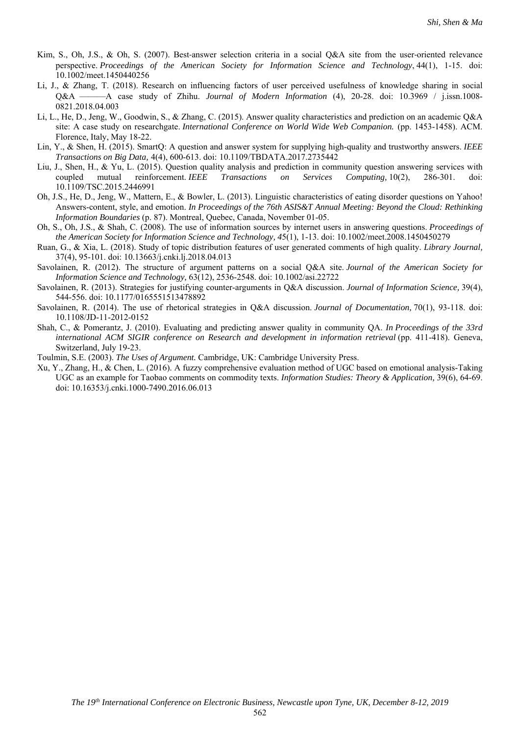Kim, S., Oh, J.S., & Oh, S. (2007). Best-answer selection criteria in a social Q&A site from the user-oriented relevance perspective. *Proceedings of the American Society for Information Science and Technology*, 44(1), 1-15. doi: 10.1002/meet.1450440256

Li, J., & Zhang, T. (2018). Research on influencing factors of user perceived usefulness of knowledge sharing in social Q&A ———A case study of Zhihu. *Journal of Modern Information* (4), 20-28. doi: 10.3969 / j.issn.1008-0821.2018.04.003

Li, L., He, D., Jeng, W., Goodwin, S., & Zhang, C. (2015). Answer quality characteristics and prediction on an academic Q&A site: A case study on researchgate. *International Conference on World Wide Web Companion.* (pp. 1453-1458). ACM. Florence, Italy, May 18-22.

Lin, Y., & Shen, H. (2015). SmartQ: A question and answer system for supplying high-quality and trustworthy answers. *IEEE Transactions on Big Data,* 4(4), 600-613. doi: 10.1109/TBDATA.2017.2735442

Liu, J., Shen, H., & Yu, L. (2015). Question quality analysis and prediction in community question answering services with coupled mutual reinforcement. *IEEE Transactions on Services Computing,* 10(2), 286-301. doi: 10.1109/TSC.2015.2446991

Oh, J.S., He, D., Jeng, W., Mattern, E., & Bowler, L. (2013). Linguistic characteristics of eating disorder questions on Yahoo! Answers-content, style, and emotion. *In Proceedings of the 76th ASIS&T Annual Meeting: Beyond the Cloud: Rethinking Information Boundaries* (p. 87). Montreal, Quebec, Canada, November 01-05.

Oh, S., Oh, J.S., & Shah, C. (2008). The use of information sources by internet users in answering questions. *Proceedings of the American Society for Information Science and Technology, 45*(1), 1-13. doi: 10.1002/meet.2008.1450450279

Ruan, G., & Xia, L. (2018). Study of topic distribution features of user generated comments of high quality. *Library Journal,* 37(4), 95-101. doi: 10.13663/j.cnki.lj.2018.04.013

Savolainen, R. (2012). The structure of argument patterns on a social Q&A site. *Journal of the American Society for Information Science and Technology,* 63(12), 2536-2548. doi: 10.1002/asi.22722

Savolainen, R. (2013). Strategies for justifying counter-arguments in Q&A discussion. *Journal of Information Science,* 39(4), 544-556. doi: 10.1177/0165551513478892

Savolainen, R. (2014). The use of rhetorical strategies in Q&A discussion. *Journal of Documentation,* 70(1), 93-118. doi: 10.1108/JD-11-2012-0152

Shah, C., & Pomerantz, J. (2010). Evaluating and predicting answer quality in community QA. *In Proceedings of the 33rd international ACM SIGIR conference on Research and development in information retrieval* (pp. 411-418). Geneva, Switzerland, July 19-23.

Toulmin, S.E. (2003). *The Uses of Argument.* Cambridge, UK: Cambridge University Press.

Xu, Y., Zhang, H., & Chen, L. (2016). A fuzzy comprehensive evaluation method of UGC based on emotional analysis-Taking UGC as an example for Taobao comments on commodity texts. *Information Studies: Theory & Application,* 39(6), 64-69. doi: 10.16353/j.cnki.1000-7490.2016.06.013